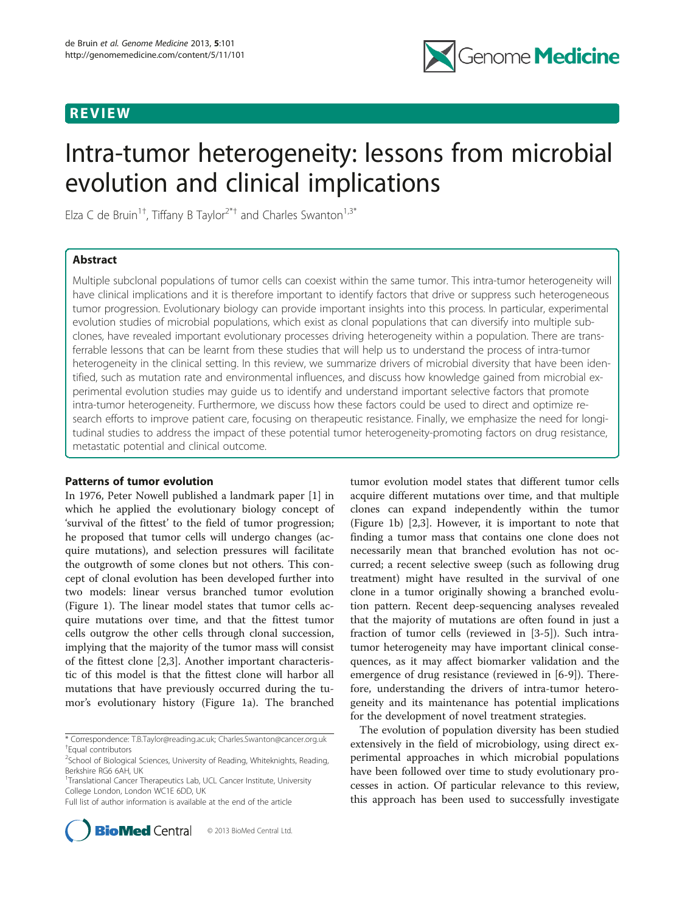REVIEW

# Intra-tumor heterogeneity: lessons from microbial evolution and clinical implications

Elza C de Bruin[1†], Tiffany B Taylor[2*†] and Charles Swanton[1,3*]

## Abstract

Multiple subclonal populations of tumor cells can coexist within the same tumor. This intra-tumor heterogeneity will have clinical implications and it is therefore important to identify factors that drive or suppress such heterogeneous tumor progression. Evolutionary biology can provide important insights into this process. In particular, experimental evolution studies of microbial populations, which exist as clonal populations that can diversify into multiple subclones, have revealed important evolutionary processes driving heterogeneity within a population. There are transferrable lessons that can be learnt from these studies that will help us to understand the process of intra-tumor heterogeneity in the clinical setting. In this review, we summarize drivers of microbial diversity that have been identified, such as mutation rate and environmental influences, and discuss how knowledge gained from microbial experimental evolution studies may guide us to identify and understand important selective factors that promote intra-tumor heterogeneity. Furthermore, we discuss how these factors could be used to direct and optimize research efforts to improve patient care, focusing on therapeutic resistance. Finally, we emphasize the need for longitudinal studies to address the impact of these potential tumor heterogeneity-promoting factors on drug resistance, metastatic potential and clinical outcome.

## Patterns of tumor evolution

In 1976, Peter Nowell published a landmark paper [1] in which he applied the evolutionary biology concept of 'survival of the fittest' to the field of tumor progression; he proposed that tumor cells will undergo changes (acquire mutations), and selection pressures will facilitate the outgrowth of some clones but not others. This concept of clonal evolution has been developed further into two models: linear versus branched tumor evolution (Figure 1). The linear model states that tumor cells acquire mutations over time, and that the fittest tumor cells outgrow the other cells through clonal succession, implying that the majority of the tumor mass will consist of the fittest clone [2,3]. Another important characteristic of this model is that the fittest clone will harbor all mutations that have previously occurred during the tumor's evolutionary history (Figure 1a). The branched tumor evolution model states that different tumor cells acquire different mutations over time, and that multiple clones can expand independently within the tumor (Figure 1b) [2,3]. However, it is important to note that finding a tumor mass that contains one clone does not necessarily mean that branched evolution has not occurred; a recent selective sweep (such as following drug treatment) might have resulted in the survival of one clone in a tumor originally showing a branched evolution pattern. Recent deep-sequencing analyses revealed that the majority of mutations are often found in just a fraction of tumor cells (reviewed in [3-5]). Such intra-tumor heterogeneity may have important clinical consequences, as it may affect biomarker validation and the emergence of drug resistance (reviewed in [6-9]). Therefore, understanding the drivers of intra-tumor heterogeneity and its maintenance has potential implications for the development of novel treatment strategies.

The evolution of population diversity has been studied extensively in the field of microbiology, using direct experimental approaches in which microbial populations have been followed over time to study evolutionary processes in action. Of particular relevance to this review, this approach has been used to successfully investigate

\* Correspondence: T.B.Taylor@reading.ac.uk; Charles.Swanton@cancer.org.uk
†Equal contributors
[2]School of Biological Sciences, University of Reading, Whiteknights, Reading, Berkshire RG6 6AH, UK
[1]Translational Cancer Therapeutics Lab, UCL Cancer Institute, University College London, London WC1E 6DD, UK
Full list of author information is available at the end of the article

© 2013 BioMed Central Ltd.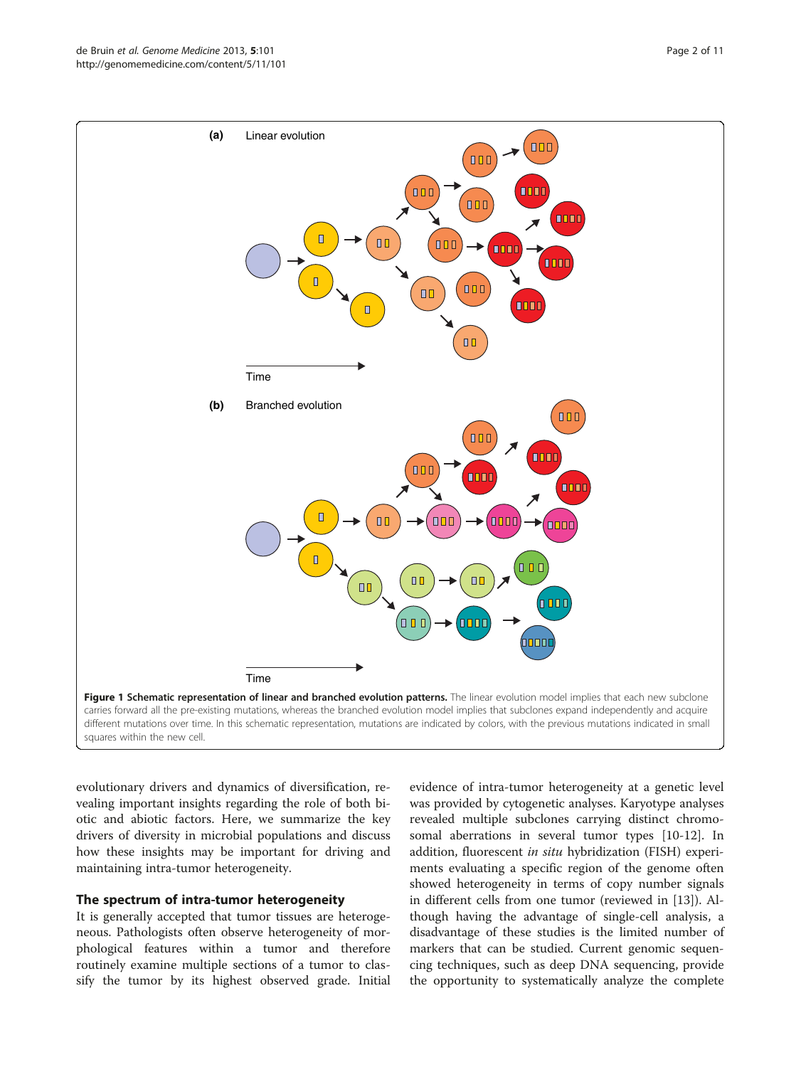**Figure 1 Schematic representation of linear and branched evolution patterns.** The linear evolution model implies that each new subclone carries forward all the pre-existing mutations, whereas the branched evolution model implies that subclones expand independently and acquire different mutations over time. In this schematic representation, mutations are indicated by colors, with the previous mutations indicated in small squares within the new cell.

evolutionary drivers and dynamics of diversification, revealing important insights regarding the role of both biotic and abiotic factors. Here, we summarize the key drivers of diversity in microbial populations and discuss how these insights may be important for driving and maintaining intra-tumor heterogeneity.

## The spectrum of intra-tumor heterogeneity

It is generally accepted that tumor tissues are heterogeneous. Pathologists often observe heterogeneity of morphological features within a tumor and therefore routinely examine multiple sections of a tumor to classify the tumor by its highest observed grade. Initial evidence of intra-tumor heterogeneity at a genetic level was provided by cytogenetic analyses. Karyotype analyses revealed multiple subclones carrying distinct chromosomal aberrations in several tumor types [10-12]. In addition, fluorescent *in situ* hybridization (FISH) experiments evaluating a specific region of the genome often showed heterogeneity in terms of copy number signals in different cells from one tumor (reviewed in [13]). Although having the advantage of single-cell analysis, a disadvantage of these studies is the limited number of markers that can be studied. Current genomic sequencing techniques, such as deep DNA sequencing, provide the opportunity to systematically analyze the complete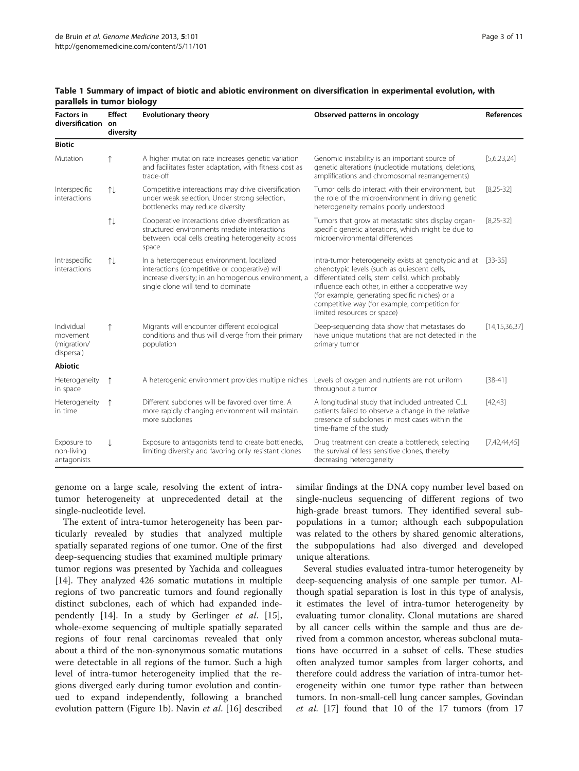**Table 1 Summary of impact of biotic and abiotic environment on diversification in experimental evolution, with parallels in tumor biology**

| Factors in diversification | Effect on diversity | Evolutionary theory | Observed patterns in oncology | References |
|---|---|---|---|---|
| **Biotic** | | | | |
| Mutation | ↑ | A higher mutation rate increases genetic variation and facilitates faster adaptation, with fitness cost as trade-off | Genomic instability is an important source of genetic alterations (nucleotide mutations, deletions, amplifications and chromosomal rearrangements) | [5,6,23,24] |
| Interspecific interactions | ↑↓ | Competitive intereactions may drive diversification under weak selection. Under strong selection, bottlenecks may reduce diversity | Tumor cells do interact with their environment, but the role of the microenvironment in driving genetic heterogeneity remains poorly understood | [8,25-32] |
| | ↑↓ | Cooperative interactions drive diversification as structured environments mediate interactions between local cells creating heterogeneity across space | Tumors that grow at metastatic sites display organ-specific genetic alterations, which might be due to microenvironmental differences | [8,25-32] |
| Intraspecific interactions | ↑↓ | In a heterogeneous environment, localized interactions (competitive or cooperative) will increase diversity; in an homogenous environment, a single clone will tend to dominate | Intra-tumor heterogeneity exists at genotypic and at phenotypic levels (such as quiescent cells, differentiated cells, stem cells), which probably influence each other, in either a cooperative way (for example, generating specific niches) or a competitive way (for example, competition for limited resources or space) | [33-35] |
| Individual movement (migration/ dispersal) | ↑ | Migrants will encounter different ecological conditions and thus will diverge from their primary population | Deep-sequencing data show that metastases do have unique mutations that are not detected in the primary tumor | [14,15,36,37] |
| **Abiotic** | | | | |
| Heterogeneity in space | ↑ | A heterogenic environment provides multiple niches | Levels of oxygen and nutrients are not uniform throughout a tumor | [38-41] |
| Heterogeneity in time | ↑ | Different subclones will be favored over time. A more rapidly changing environment will maintain more subclones | A longitudinal study that included untreated CLL patients failed to observe a change in the relative presence of subclones in most cases within the time-frame of the study | [42,43] |
| Exposure to non-living antagonists | ↓ | Exposure to antagonists tend to create bottlenecks, limiting diversity and favoring only resistant clones | Drug treatment can create a bottleneck, selecting the survival of less sensitive clones, thereby decreasing heterogeneity | [7,42,44,45] |

genome on a large scale, resolving the extent of intra-tumor heterogeneity at unprecedented detail at the single-nucleotide level.

The extent of intra-tumor heterogeneity has been particularly revealed by studies that analyzed multiple spatially separated regions of one tumor. One of the first deep-sequencing studies that examined multiple primary tumor regions was presented by Yachida and colleagues [14]. They analyzed 426 somatic mutations in multiple regions of two pancreatic tumors and found regionally distinct subclones, each of which had expanded independently [14]. In a study by Gerlinger *et al.* [15], whole-exome sequencing of multiple spatially separated regions of four renal carcinomas revealed that only about a third of the non-synonymous somatic mutations were detectable in all regions of the tumor. Such a high level of intra-tumor heterogeneity implied that the regions diverged early during tumor evolution and continued to expand independently, following a branched evolution pattern (Figure 1b). Navin *et al.* [16] described similar findings at the DNA copy number level based on single-nucleus sequencing of different regions of two high-grade breast tumors. They identified several subpopulations in a tumor; although each subpopulation was related to the others by shared genomic alterations, the subpopulations had also diverged and developed unique alterations.

Several studies evaluated intra-tumor heterogeneity by deep-sequencing analysis of one sample per tumor. Although spatial separation is lost in this type of analysis, it estimates the level of intra-tumor heterogeneity by evaluating tumor clonality. Clonal mutations are shared by all cancer cells within the sample and thus are derived from a common ancestor, whereas subclonal mutations have occurred in a subset of cells. These studies often analyzed tumor samples from larger cohorts, and therefore could address the variation of intra-tumor heterogeneity within one tumor type rather than between tumors. In non-small-cell lung cancer samples, Govindan *et al.* [17] found that 10 of the 17 tumors (from 17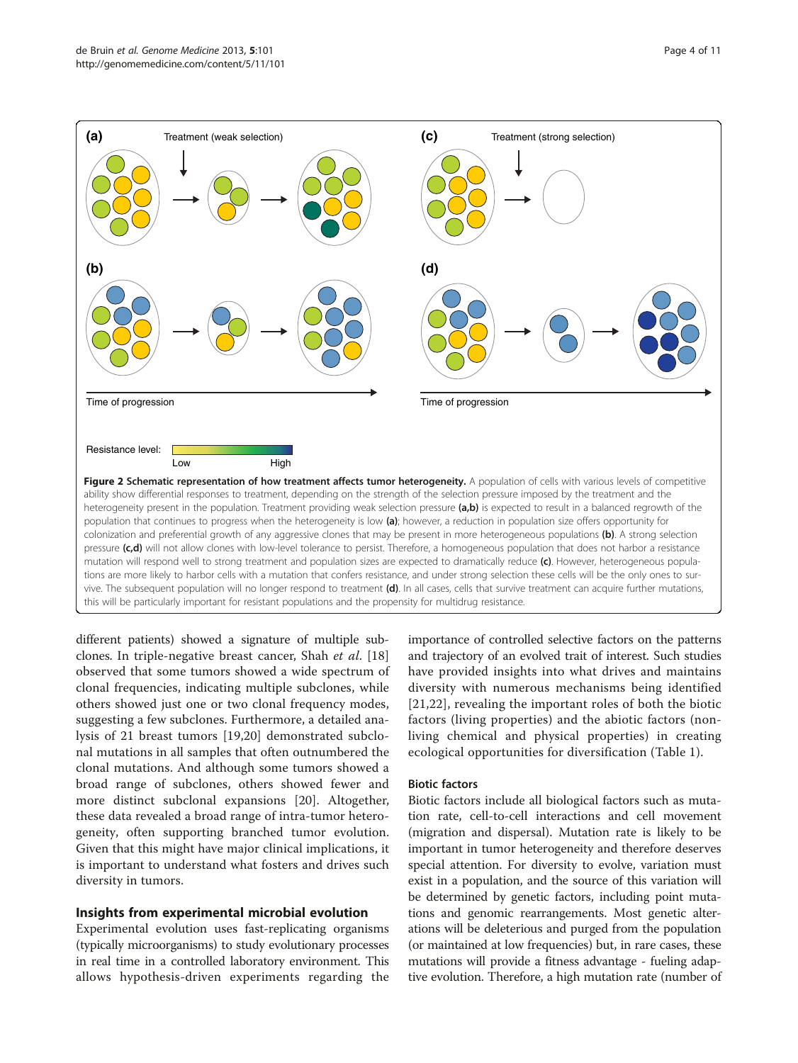**Figure 2 Schematic representation of how treatment affects tumor heterogeneity.** A population of cells with various levels of competitive ability show differential responses to treatment, depending on the strength of the selection pressure imposed by the treatment and the heterogeneity present in the population. Treatment providing weak selection pressure **(a,b)** is expected to result in a balanced regrowth of the population that continues to progress when the heterogeneity is low **(a)**; however, a reduction in population size offers opportunity for colonization and preferential growth of any aggressive clones that may be present in more heterogeneous populations **(b)**. A strong selection pressure **(c,d)** will not allow clones with low-level tolerance to persist. Therefore, a homogeneous population that does not harbor a resistance mutation will respond well to strong treatment and population sizes are expected to dramatically reduce **(c)**. However, heterogeneous populations are more likely to harbor cells with a mutation that confers resistance, and under strong selection these cells will be the only ones to survive. The subsequent population will no longer respond to treatment **(d)**. In all cases, cells that survive treatment can acquire further mutations, this will be particularly important for resistant populations and the propensity for multidrug resistance.

different patients) showed a signature of multiple subclones. In triple-negative breast cancer, Shah *et al.* [18] observed that some tumors showed a wide spectrum of clonal frequencies, indicating multiple subclones, while others showed just one or two clonal frequency modes, suggesting a few subclones. Furthermore, a detailed analysis of 21 breast tumors [19,20] demonstrated subclonal mutations in all samples that often outnumbered the clonal mutations. And although some tumors showed a broad range of subclones, others showed fewer and more distinct subclonal expansions [20]. Altogether, these data revealed a broad range of intra-tumor heterogeneity, often supporting branched tumor evolution. Given that this might have major clinical implications, it is important to understand what fosters and drives such diversity in tumors.

## Insights from experimental microbial evolution

Experimental evolution uses fast-replicating organisms (typically microorganisms) to study evolutionary processes in real time in a controlled laboratory environment. This allows hypothesis-driven experiments regarding the importance of controlled selective factors on the patterns and trajectory of an evolved trait of interest. Such studies have provided insights into what drives and maintains diversity with numerous mechanisms being identified [21,22], revealing the important roles of both the biotic factors (living properties) and the abiotic factors (non-living chemical and physical properties) in creating ecological opportunities for diversification (Table 1).

### Biotic factors

Biotic factors include all biological factors such as mutation rate, cell-to-cell interactions and cell movement (migration and dispersal). Mutation rate is likely to be important in tumor heterogeneity and therefore deserves special attention. For diversity to evolve, variation must exist in a population, and the source of this variation will be determined by genetic factors, including point mutations and genomic rearrangements. Most genetic alterations will be deleterious and purged from the population (or maintained at low frequencies) but, in rare cases, these mutations will provide a fitness advantage - fueling adaptive evolution. Therefore, a high mutation rate (number of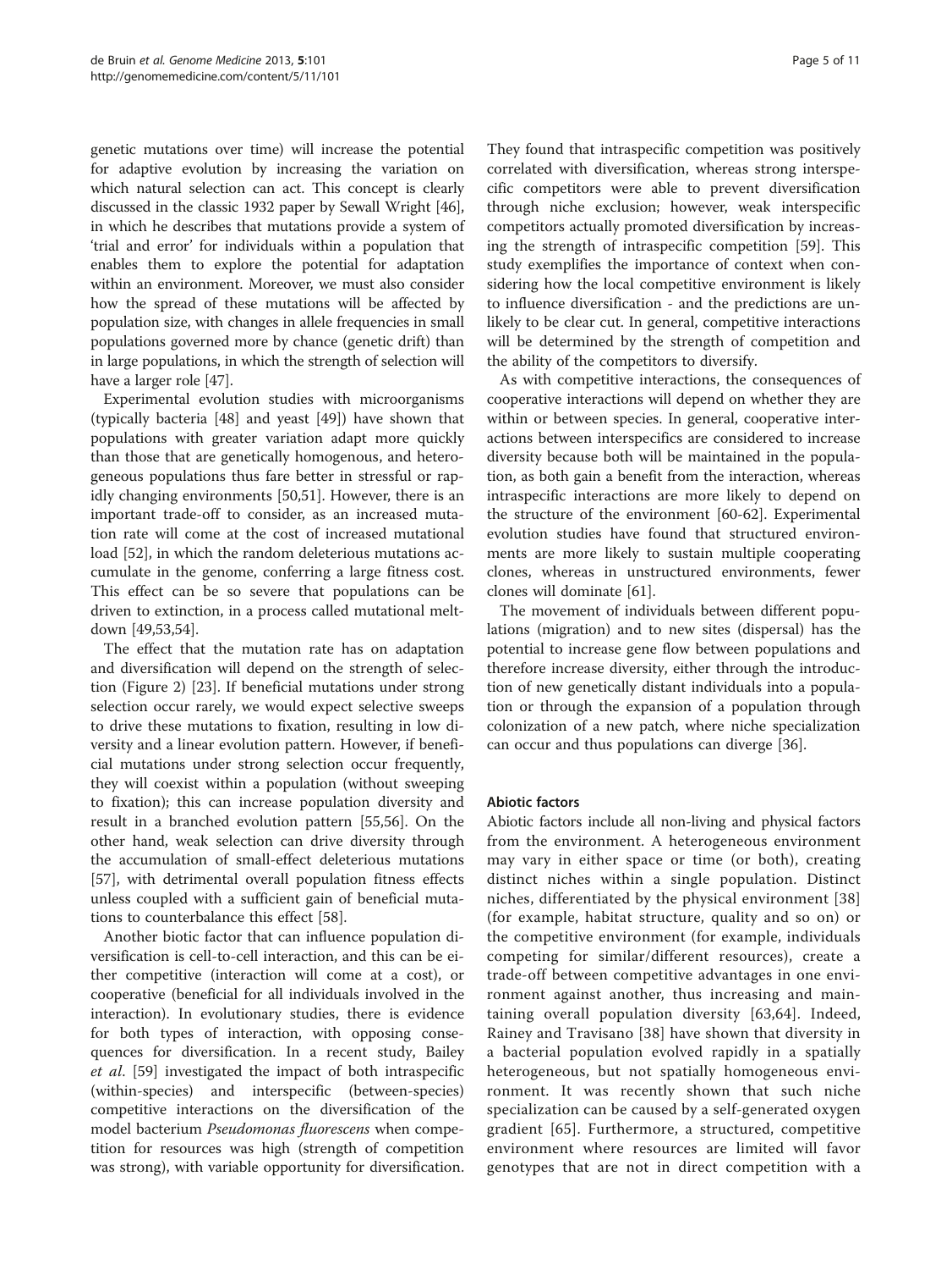genetic mutations over time) will increase the potential for adaptive evolution by increasing the variation on which natural selection can act. This concept is clearly discussed in the classic 1932 paper by Sewall Wright [46], in which he describes that mutations provide a system of 'trial and error' for individuals within a population that enables them to explore the potential for adaptation within an environment. Moreover, we must also consider how the spread of these mutations will be affected by population size, with changes in allele frequencies in small populations governed more by chance (genetic drift) than in large populations, in which the strength of selection will have a larger role [47].

Experimental evolution studies with microorganisms (typically bacteria [48] and yeast [49]) have shown that populations with greater variation adapt more quickly than those that are genetically homogenous, and heterogeneous populations thus fare better in stressful or rapidly changing environments [50,51]. However, there is an important trade-off to consider, as an increased mutation rate will come at the cost of increased mutational load [52], in which the random deleterious mutations accumulate in the genome, conferring a large fitness cost. This effect can be so severe that populations can be driven to extinction, in a process called mutational meltdown [49,53,54].

The effect that the mutation rate has on adaptation and diversification will depend on the strength of selection (Figure 2) [23]. If beneficial mutations under strong selection occur rarely, we would expect selective sweeps to drive these mutations to fixation, resulting in low diversity and a linear evolution pattern. However, if beneficial mutations under strong selection occur frequently, they will coexist within a population (without sweeping to fixation); this can increase population diversity and result in a branched evolution pattern [55,56]. On the other hand, weak selection can drive diversity through the accumulation of small-effect deleterious mutations [57], with detrimental overall population fitness effects unless coupled with a sufficient gain of beneficial mutations to counterbalance this effect [58].

Another biotic factor that can influence population diversification is cell-to-cell interaction, and this can be either competitive (interaction will come at a cost), or cooperative (beneficial for all individuals involved in the interaction). In evolutionary studies, there is evidence for both types of interaction, with opposing consequences for diversification. In a recent study, Bailey *et al*. [59] investigated the impact of both intraspecific (within-species) and interspecific (between-species) competitive interactions on the diversification of the model bacterium *Pseudomonas fluorescens* when competition for resources was high (strength of competition was strong), with variable opportunity for diversification. They found that intraspecific competition was positively correlated with diversification, whereas strong interspecific competitors were able to prevent diversification through niche exclusion; however, weak interspecific competitors actually promoted diversification by increasing the strength of intraspecific competition [59]. This study exemplifies the importance of context when considering how the local competitive environment is likely to influence diversification - and the predictions are unlikely to be clear cut. In general, competitive interactions will be determined by the strength of competition and the ability of the competitors to diversify.

As with competitive interactions, the consequences of cooperative interactions will depend on whether they are within or between species. In general, cooperative interactions between interspecifics are considered to increase diversity because both will be maintained in the population, as both gain a benefit from the interaction, whereas intraspecific interactions are more likely to depend on the structure of the environment [60-62]. Experimental evolution studies have found that structured environments are more likely to sustain multiple cooperating clones, whereas in unstructured environments, fewer clones will dominate [61].

The movement of individuals between different populations (migration) and to new sites (dispersal) has the potential to increase gene flow between populations and therefore increase diversity, either through the introduction of new genetically distant individuals into a population or through the expansion of a population through colonization of a new patch, where niche specialization can occur and thus populations can diverge [36].

### Abiotic factors

Abiotic factors include all non-living and physical factors from the environment. A heterogeneous environment may vary in either space or time (or both), creating distinct niches within a single population. Distinct niches, differentiated by the physical environment [38] (for example, habitat structure, quality and so on) or the competitive environment (for example, individuals competing for similar/different resources), create a trade-off between competitive advantages in one environment against another, thus increasing and maintaining overall population diversity [63,64]. Indeed, Rainey and Travisano [38] have shown that diversity in a bacterial population evolved rapidly in a spatially heterogeneous, but not spatially homogeneous environment. It was recently shown that such niche specialization can be caused by a self-generated oxygen gradient [65]. Furthermore, a structured, competitive environment where resources are limited will favor genotypes that are not in direct competition with a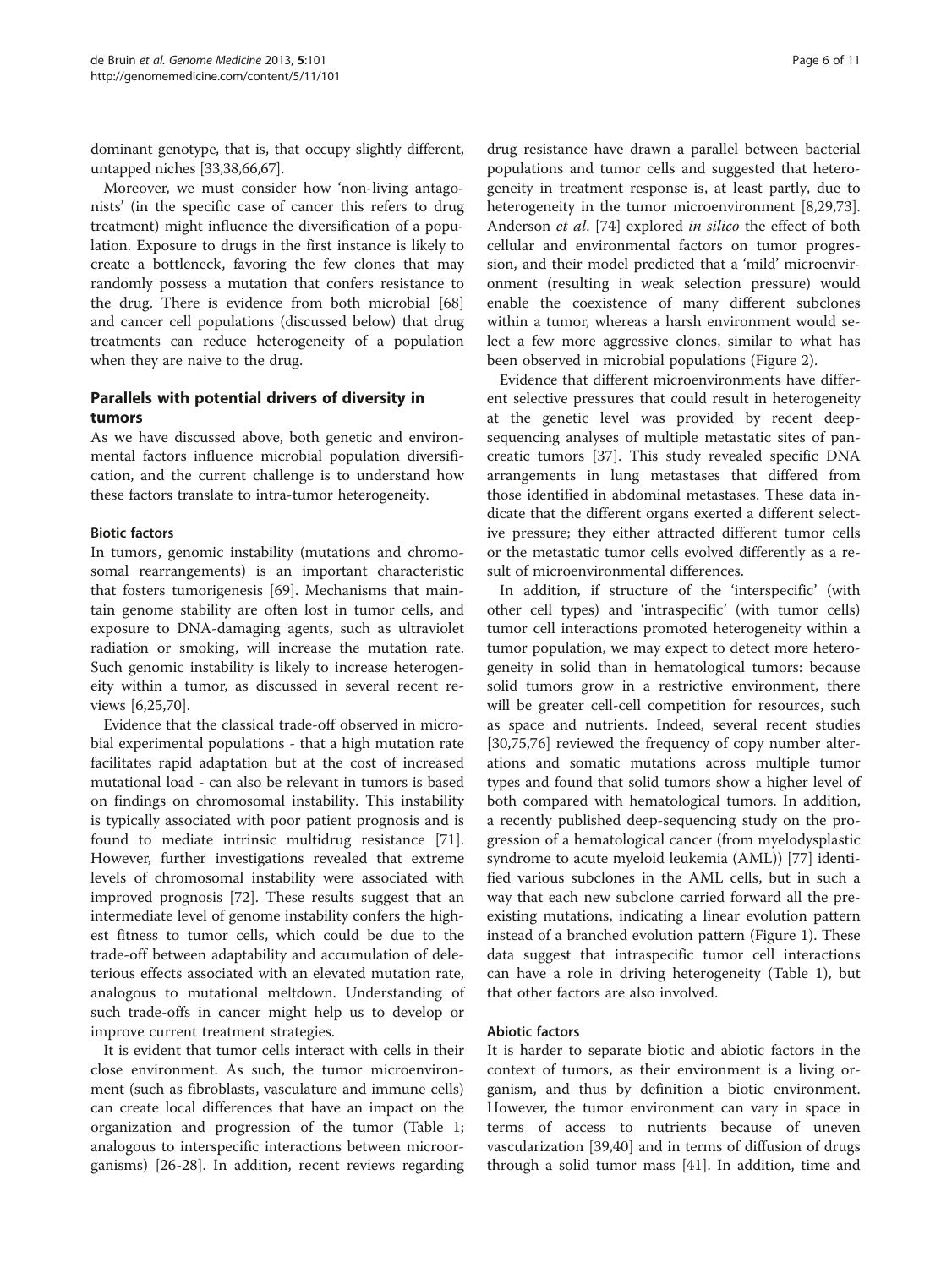dominant genotype, that is, that occupy slightly different, untapped niches [33,38,66,67].

Moreover, we must consider how 'non-living antagonists' (in the specific case of cancer this refers to drug treatment) might influence the diversification of a population. Exposure to drugs in the first instance is likely to create a bottleneck, favoring the few clones that may randomly possess a mutation that confers resistance to the drug. There is evidence from both microbial [68] and cancer cell populations (discussed below) that drug treatments can reduce heterogeneity of a population when they are naive to the drug.

## Parallels with potential drivers of diversity in tumors

As we have discussed above, both genetic and environmental factors influence microbial population diversification, and the current challenge is to understand how these factors translate to intra-tumor heterogeneity.

### Biotic factors

In tumors, genomic instability (mutations and chromosomal rearrangements) is an important characteristic that fosters tumorigenesis [69]. Mechanisms that maintain genome stability are often lost in tumor cells, and exposure to DNA-damaging agents, such as ultraviolet radiation or smoking, will increase the mutation rate. Such genomic instability is likely to increase heterogeneity within a tumor, as discussed in several recent reviews [6,25,70].

Evidence that the classical trade-off observed in microbial experimental populations - that a high mutation rate facilitates rapid adaptation but at the cost of increased mutational load - can also be relevant in tumors is based on findings on chromosomal instability. This instability is typically associated with poor patient prognosis and is found to mediate intrinsic multidrug resistance [71]. However, further investigations revealed that extreme levels of chromosomal instability were associated with improved prognosis [72]. These results suggest that an intermediate level of genome instability confers the highest fitness to tumor cells, which could be due to the trade-off between adaptability and accumulation of deleterious effects associated with an elevated mutation rate, analogous to mutational meltdown. Understanding of such trade-offs in cancer might help us to develop or improve current treatment strategies.

It is evident that tumor cells interact with cells in their close environment. As such, the tumor microenvironment (such as fibroblasts, vasculature and immune cells) can create local differences that have an impact on the organization and progression of the tumor (Table 1; analogous to interspecific interactions between microorganisms) [26-28]. In addition, recent reviews regarding drug resistance have drawn a parallel between bacterial populations and tumor cells and suggested that heterogeneity in treatment response is, at least partly, due to heterogeneity in the tumor microenvironment [8,29,73]. Anderson *et al*. [74] explored *in silico* the effect of both cellular and environmental factors on tumor progression, and their model predicted that a 'mild' microenvironment (resulting in weak selection pressure) would enable the coexistence of many different subclones within a tumor, whereas a harsh environment would select a few more aggressive clones, similar to what has been observed in microbial populations (Figure 2).

Evidence that different microenvironments have different selective pressures that could result in heterogeneity at the genetic level was provided by recent deep-sequencing analyses of multiple metastatic sites of pancreatic tumors [37]. This study revealed specific DNA arrangements in lung metastases that differed from those identified in abdominal metastases. These data indicate that the different organs exerted a different selective pressure; they either attracted different tumor cells or the metastatic tumor cells evolved differently as a result of microenvironmental differences.

In addition, if structure of the 'interspecific' (with other cell types) and 'intraspecific' (with tumor cells) tumor cell interactions promoted heterogeneity within a tumor population, we may expect to detect more heterogeneity in solid than in hematological tumors: because solid tumors grow in a restrictive environment, there will be greater cell-cell competition for resources, such as space and nutrients. Indeed, several recent studies [30,75,76] reviewed the frequency of copy number alterations and somatic mutations across multiple tumor types and found that solid tumors show a higher level of both compared with hematological tumors. In addition, a recently published deep-sequencing study on the progression of a hematological cancer (from myelodysplastic syndrome to acute myeloid leukemia (AML)) [77] identified various subclones in the AML cells, but in such a way that each new subclone carried forward all the preexisting mutations, indicating a linear evolution pattern instead of a branched evolution pattern (Figure 1). These data suggest that intraspecific tumor cell interactions can have a role in driving heterogeneity (Table 1), but that other factors are also involved.

### Abiotic factors

It is harder to separate biotic and abiotic factors in the context of tumors, as their environment is a living organism, and thus by definition a biotic environment. However, the tumor environment can vary in space in terms of access to nutrients because of uneven vascularization [39,40] and in terms of diffusion of drugs through a solid tumor mass [41]. In addition, time and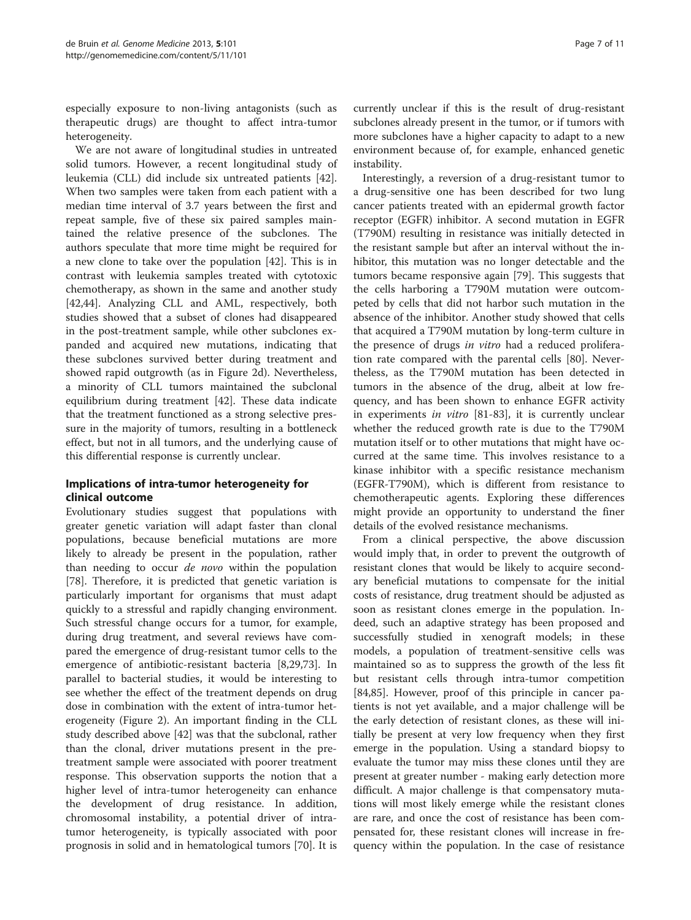especially exposure to non-living antagonists (such as therapeutic drugs) are thought to affect intra-tumor heterogeneity.

We are not aware of longitudinal studies in untreated solid tumors. However, a recent longitudinal study of leukemia (CLL) did include six untreated patients [42]. When two samples were taken from each patient with a median time interval of 3.7 years between the first and repeat sample, five of these six paired samples maintained the relative presence of the subclones. The authors speculate that more time might be required for a new clone to take over the population [42]. This is in contrast with leukemia samples treated with cytotoxic chemotherapy, as shown in the same and another study [42,44]. Analyzing CLL and AML, respectively, both studies showed that a subset of clones had disappeared in the post-treatment sample, while other subclones expanded and acquired new mutations, indicating that these subclones survived better during treatment and showed rapid outgrowth (as in Figure 2d). Nevertheless, a minority of CLL tumors maintained the subclonal equilibrium during treatment [42]. These data indicate that the treatment functioned as a strong selective pressure in the majority of tumors, resulting in a bottleneck effect, but not in all tumors, and the underlying cause of this differential response is currently unclear.

## Implications of intra-tumor heterogeneity for clinical outcome

Evolutionary studies suggest that populations with greater genetic variation will adapt faster than clonal populations, because beneficial mutations are more likely to already be present in the population, rather than needing to occur *de novo* within the population [78]. Therefore, it is predicted that genetic variation is particularly important for organisms that must adapt quickly to a stressful and rapidly changing environment. Such stressful change occurs for a tumor, for example, during drug treatment, and several reviews have compared the emergence of drug-resistant tumor cells to the emergence of antibiotic-resistant bacteria [8,29,73]. In parallel to bacterial studies, it would be interesting to see whether the effect of the treatment depends on drug dose in combination with the extent of intra-tumor heterogeneity (Figure 2). An important finding in the CLL study described above [42] was that the subclonal, rather than the clonal, driver mutations present in the pre-treatment sample were associated with poorer treatment response. This observation supports the notion that a higher level of intra-tumor heterogeneity can enhance the development of drug resistance. In addition, chromosomal instability, a potential driver of intra-tumor heterogeneity, is typically associated with poor prognosis in solid and in hematological tumors [70]. It is currently unclear if this is the result of drug-resistant subclones already present in the tumor, or if tumors with more subclones have a higher capacity to adapt to a new environment because of, for example, enhanced genetic instability.

Interestingly, a reversion of a drug-resistant tumor to a drug-sensitive one has been described for two lung cancer patients treated with an epidermal growth factor receptor (EGFR) inhibitor. A second mutation in EGFR (T790M) resulting in resistance was initially detected in the resistant sample but after an interval without the inhibitor, this mutation was no longer detectable and the tumors became responsive again [79]. This suggests that the cells harboring a T790M mutation were outcompeted by cells that did not harbor such mutation in the absence of the inhibitor. Another study showed that cells that acquired a T790M mutation by long-term culture in the presence of drugs *in vitro* had a reduced proliferation rate compared with the parental cells [80]. Nevertheless, as the T790M mutation has been detected in tumors in the absence of the drug, albeit at low frequency, and has been shown to enhance EGFR activity in experiments *in vitro* [81-83], it is currently unclear whether the reduced growth rate is due to the T790M mutation itself or to other mutations that might have occurred at the same time. This involves resistance to a kinase inhibitor with a specific resistance mechanism (EGFR-T790M), which is different from resistance to chemotherapeutic agents. Exploring these differences might provide an opportunity to understand the finer details of the evolved resistance mechanisms.

From a clinical perspective, the above discussion would imply that, in order to prevent the outgrowth of resistant clones that would be likely to acquire secondary beneficial mutations to compensate for the initial costs of resistance, drug treatment should be adjusted as soon as resistant clones emerge in the population. Indeed, such an adaptive strategy has been proposed and successfully studied in xenograft models; in these models, a population of treatment-sensitive cells was maintained so as to suppress the growth of the less fit but resistant cells through intra-tumor competition [84,85]. However, proof of this principle in cancer patients is not yet available, and a major challenge will be the early detection of resistant clones, as these will initially be present at very low frequency when they first emerge in the population. Using a standard biopsy to evaluate the tumor may miss these clones until they are present at greater number - making early detection more difficult. A major challenge is that compensatory mutations will most likely emerge while the resistant clones are rare, and once the cost of resistance has been compensated for, these resistant clones will increase in frequency within the population. In the case of resistance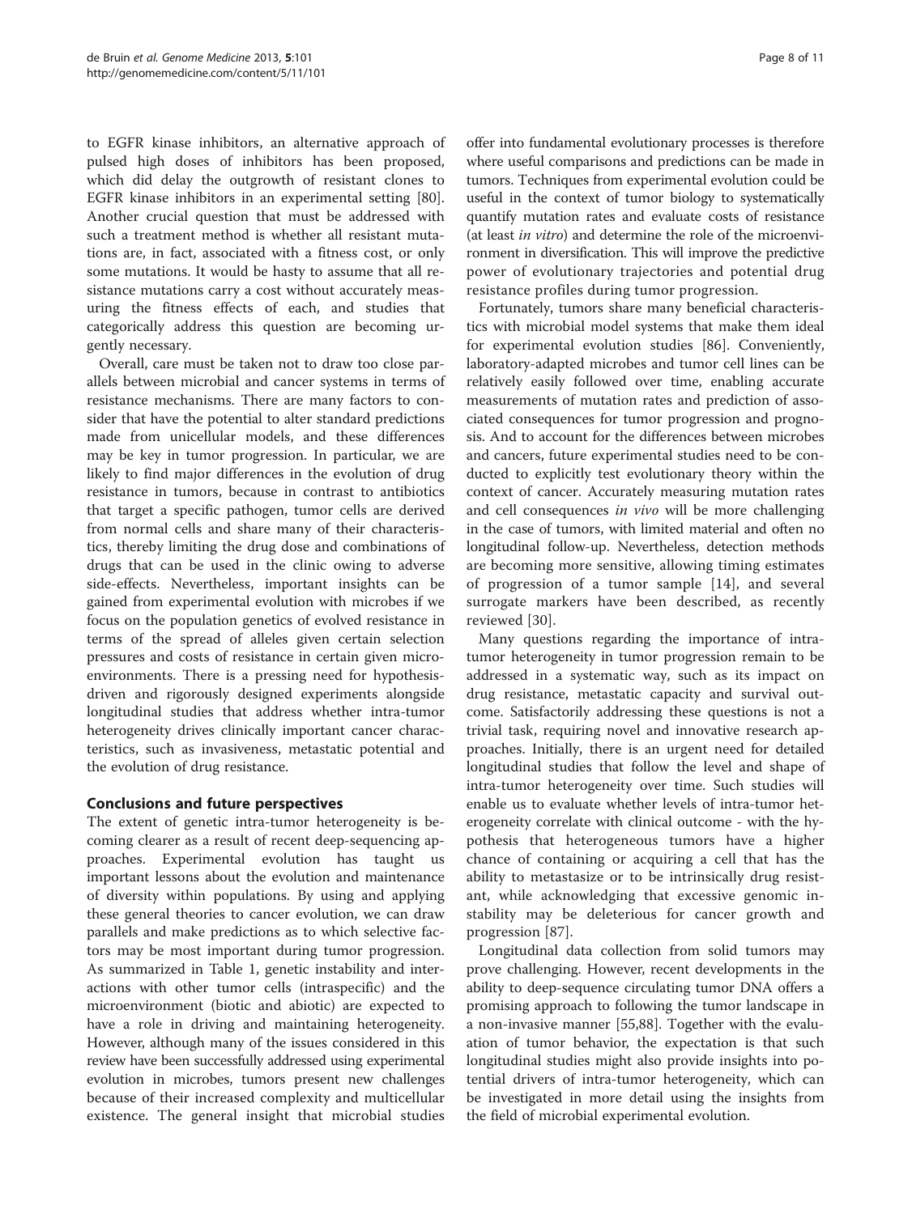to EGFR kinase inhibitors, an alternative approach of pulsed high doses of inhibitors has been proposed, which did delay the outgrowth of resistant clones to EGFR kinase inhibitors in an experimental setting [80]. Another crucial question that must be addressed with such a treatment method is whether all resistant mutations are, in fact, associated with a fitness cost, or only some mutations. It would be hasty to assume that all resistance mutations carry a cost without accurately measuring the fitness effects of each, and studies that categorically address this question are becoming urgently necessary.

Overall, care must be taken not to draw too close parallels between microbial and cancer systems in terms of resistance mechanisms. There are many factors to consider that have the potential to alter standard predictions made from unicellular models, and these differences may be key in tumor progression. In particular, we are likely to find major differences in the evolution of drug resistance in tumors, because in contrast to antibiotics that target a specific pathogen, tumor cells are derived from normal cells and share many of their characteristics, thereby limiting the drug dose and combinations of drugs that can be used in the clinic owing to adverse side-effects. Nevertheless, important insights can be gained from experimental evolution with microbes if we focus on the population genetics of evolved resistance in terms of the spread of alleles given certain selection pressures and costs of resistance in certain given microenvironments. There is a pressing need for hypothesis-driven and rigorously designed experiments alongside longitudinal studies that address whether intra-tumor heterogeneity drives clinically important cancer characteristics, such as invasiveness, metastatic potential and the evolution of drug resistance.

## Conclusions and future perspectives

The extent of genetic intra-tumor heterogeneity is becoming clearer as a result of recent deep-sequencing approaches. Experimental evolution has taught us important lessons about the evolution and maintenance of diversity within populations. By using and applying these general theories to cancer evolution, we can draw parallels and make predictions as to which selective factors may be most important during tumor progression. As summarized in Table 1, genetic instability and interactions with other tumor cells (intraspecific) and the microenvironment (biotic and abiotic) are expected to have a role in driving and maintaining heterogeneity. However, although many of the issues considered in this review have been successfully addressed using experimental evolution in microbes, tumors present new challenges because of their increased complexity and multicellular existence. The general insight that microbial studies offer into fundamental evolutionary processes is therefore where useful comparisons and predictions can be made in tumors. Techniques from experimental evolution could be useful in the context of tumor biology to systematically quantify mutation rates and evaluate costs of resistance (at least *in vitro*) and determine the role of the microenvironment in diversification. This will improve the predictive power of evolutionary trajectories and potential drug resistance profiles during tumor progression.

Fortunately, tumors share many beneficial characteristics with microbial model systems that make them ideal for experimental evolution studies [86]. Conveniently, laboratory-adapted microbes and tumor cell lines can be relatively easily followed over time, enabling accurate measurements of mutation rates and prediction of associated consequences for tumor progression and prognosis. And to account for the differences between microbes and cancers, future experimental studies need to be conducted to explicitly test evolutionary theory within the context of cancer. Accurately measuring mutation rates and cell consequences *in vivo* will be more challenging in the case of tumors, with limited material and often no longitudinal follow-up. Nevertheless, detection methods are becoming more sensitive, allowing timing estimates of progression of a tumor sample [14], and several surrogate markers have been described, as recently reviewed [30].

Many questions regarding the importance of intra-tumor heterogeneity in tumor progression remain to be addressed in a systematic way, such as its impact on drug resistance, metastatic capacity and survival outcome. Satisfactorily addressing these questions is not a trivial task, requiring novel and innovative research approaches. Initially, there is an urgent need for detailed longitudinal studies that follow the level and shape of intra-tumor heterogeneity over time. Such studies will enable us to evaluate whether levels of intra-tumor heterogeneity correlate with clinical outcome - with the hypothesis that heterogeneous tumors have a higher chance of containing or acquiring a cell that has the ability to metastasize or to be intrinsically drug resistant, while acknowledging that excessive genomic instability may be deleterious for cancer growth and progression [87].

Longitudinal data collection from solid tumors may prove challenging. However, recent developments in the ability to deep-sequence circulating tumor DNA offers a promising approach to following the tumor landscape in a non-invasive manner [55,88]. Together with the evaluation of tumor behavior, the expectation is that such longitudinal studies might also provide insights into potential drivers of intra-tumor heterogeneity, which can be investigated in more detail using the insights from the field of microbial experimental evolution.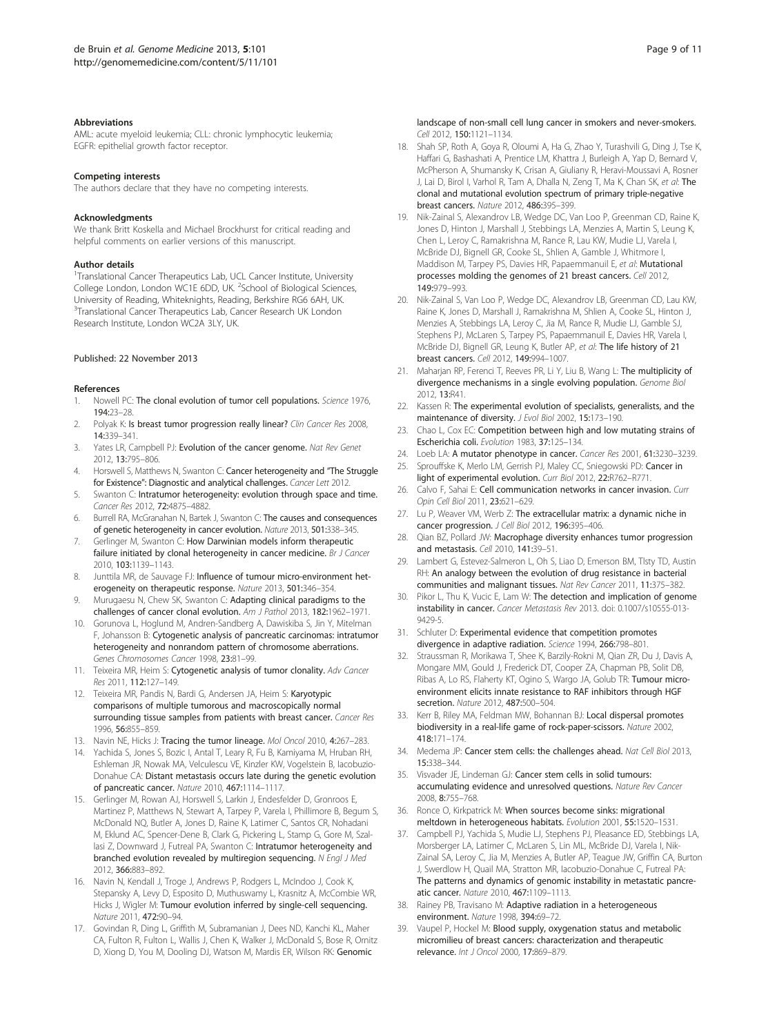### Abbreviations

AML: acute myeloid leukemia; CLL: chronic lymphocytic leukemia; EGFR: epithelial growth factor receptor.

### Competing interests

The authors declare that they have no competing interests.

### Acknowledgments

We thank Britt Koskella and Michael Brockhurst for critical reading and helpful comments on earlier versions of this manuscript.

### Author details

[1]Translational Cancer Therapeutics Lab, UCL Cancer Institute, University College London, London WC1E 6DD, UK. [2]School of Biological Sciences, University of Reading, Whiteknights, Reading, Berkshire RG6 6AH, UK. [3]Translational Cancer Therapeutics Lab, Cancer Research UK London Research Institute, London WC2A 3LY, UK.

Published: 22 November 2013

### References

1. Nowell PC: **The clonal evolution of tumor cell populations.** *Science* 1976, **194:**23–28.
2. Polyak K: **Is breast tumor progression really linear?** *Clin Cancer Res* 2008, **14:**339–341.
3. Yates LR, Campbell PJ: **Evolution of the cancer genome.** *Nat Rev Genet* 2012, **13:**795–806.
4. Horswell S, Matthews N, Swanton C: **Cancer heterogeneity and "The Struggle for Existence": Diagnostic and analytical challenges.** *Cancer Lett* 2012.
5. Swanton C: **Intratumor heterogeneity: evolution through space and time.** *Cancer Res* 2012, **72:**4875–4882.
6. Burrell RA, McGranahan N, Bartek J, Swanton C: **The causes and consequences of genetic heterogeneity in cancer evolution.** *Nature* 2013, **501:**338–345.
7. Gerlinger M, Swanton C: **How Darwinian models inform therapeutic failure initiated by clonal heterogeneity in cancer medicine.** *Br J Cancer* 2010, **103:**1139–1143.
8. Junttila MR, de Sauvage FJ: **Influence of tumour micro-environment heterogeneity on therapeutic response.** *Nature* 2013, **501:**346–354.
9. Murugaesu N, Chew SK, Swanton C: **Adapting clinical paradigms to the challenges of cancer clonal evolution.** *Am J Pathol* 2013, **182:**1962–1971.
10. Gorunova L, Hoglund M, Andren-Sandberg A, Dawiskiba S, Jin Y, Mitelman F, Johansson B: **Cytogenetic analysis of pancreatic carcinomas: intratumor heterogeneity and nonrandom pattern of chromosome aberrations.** *Genes Chromosomes Cancer* 1998, **23:**81–99.
11. Teixeira MR, Heim S: **Cytogenetic analysis of tumor clonality.** *Adv Cancer Res* 2011, **112:**127–149.
12. Teixeira MR, Pandis N, Bardi G, Andersen JA, Heim S: **Karyotypic comparisons of multiple tumorous and macroscopically normal surrounding tissue samples from patients with breast cancer.** *Cancer Res* 1996, **56:**855–859.
13. Navin NE, Hicks J: **Tracing the tumor lineage.** *Mol Oncol* 2010, **4:**267–283.
14. Yachida S, Jones S, Bozic I, Antal T, Leary R, Fu B, Kamiyama M, Hruban RH, Eshleman JR, Nowak MA, Velculescu VE, Kinzler KW, Vogelstein B, Iacobuzio-Donahue CA: **Distant metastasis occurs late during the genetic evolution of pancreatic cancer.** *Nature* 2010, **467:**1114–1117.
15. Gerlinger M, Rowan AJ, Horswell S, Larkin J, Endesfelder D, Gronroos E, Martinez P, Matthews N, Stewart A, Tarpey P, Varela I, Phillimore B, Begum S, McDonald NQ, Butler A, Jones D, Raine K, Latimer C, Santos CR, Nohadani M, Eklund AC, Spencer-Dene B, Clark G, Pickering L, Stamp G, Gore M, Szallasi Z, Downward J, Futreal PA, Swanton C: **Intratumor heterogeneity and branched evolution revealed by multiregion sequencing.** *N Engl J Med* 2012, **366:**883–892.
16. Navin N, Kendall J, Troge J, Andrews P, Rodgers L, McIndoo J, Cook K, Stepansky A, Levy D, Esposito D, Muthuswamy L, Krasnitz A, McCombie WR, Hicks J, Wigler M: **Tumour evolution inferred by single-cell sequencing.** *Nature* 2011, **472:**90–94.
17. Govindan R, Ding L, Griffith M, Subramanian J, Dees ND, Kanchi KL, Maher CA, Fulton R, Fulton L, Wallis J, Chen K, Walker J, McDonald S, Bose R, Ornitz D, Xiong D, You M, Dooling DJ, Watson M, Mardis ER, Wilson RK: **Genomic landscape of non-small cell lung cancer in smokers and never-smokers.** *Cell* 2012, **150:**1121–1134.
18. Shah SP, Roth A, Goya R, Oloumi A, Ha G, Zhao Y, Turashvili G, Ding J, Tse K, Haffari G, Bashashati A, Prentice LM, Khattra J, Burleigh A, Yap D, Bernard V, McPherson A, Shumansky K, Crisan A, Giuliany R, Heravi-Moussavi A, Rosner J, Lai D, Birol I, Varhol R, Tam A, Dhalla N, Zeng T, Ma K, Chan SK, *et al*: **The clonal and mutational evolution spectrum of primary triple-negative breast cancers.** *Nature* 2012, **486:**395–399.
19. Nik-Zainal S, Alexandrov LB, Wedge DC, Van Loo P, Greenman CD, Raine K, Jones D, Hinton J, Marshall J, Stebbings LA, Menzies A, Martin S, Leung K, Chen L, Leroy C, Ramakrishna M, Rance R, Lau KW, Mudie LJ, Varela I, McBride DJ, Bignell GR, Cooke SL, Shlien A, Gamble J, Whitmore I, Maddison M, Tarpey PS, Davies HR, Papaemmanuil E, *et al*: **Mutational processes molding the genomes of 21 breast cancers.** *Cell* 2012, **149:**979–993.
20. Nik-Zainal S, Van Loo P, Wedge DC, Alexandrov LB, Greenman CD, Lau KW, Raine K, Jones D, Marshall J, Ramakrishna M, Shlien A, Cooke SL, Hinton J, Menzies A, Stebbings LA, Leroy C, Jia M, Rance R, Mudie LJ, Gamble SJ, Stephens PJ, McLaren S, Tarpey PS, Papaemmanuil E, Davies HR, Varela I, McBride DJ, Bignell GR, Leung K, Butler AP, *et al*: **The life history of 21 breast cancers.** *Cell* 2012, **149:**994–1007.
21. Maharjan RP, Ferenci T, Reeves PR, Li Y, Liu B, Wang L: **The multiplicity of divergence mechanisms in a single evolving population.** *Genome Biol* 2012, **13:**R41.
22. Kassen R: **The experimental evolution of specialists, generalists, and the maintenance of diversity.** *J Evol Biol* 2002, **15:**173–190.
23. Chao L, Cox EC: **Competition between high and low mutating strains of Escherichia coli.** *Evolution* 1983, **37:**125–134.
24. Loeb LA: **A mutator phenotype in cancer.** *Cancer Res* 2001, **61:**3230–3239.
25. Sprouffske K, Merlo LM, Gerrish PJ, Maley CC, Sniegowski PD: **Cancer in light of experimental evolution.** *Curr Biol* 2012, **22:**R762–R771.
26. Calvo F, Sahai E: **Cell communication networks in cancer invasion.** *Curr Opin Cell Biol* 2011, **23:**621–629.
27. Lu P, Weaver VM, Werb Z: **The extracellular matrix: a dynamic niche in cancer progression.** *J Cell Biol* 2012, **196:**395–406.
28. Qian BZ, Pollard JW: **Macrophage diversity enhances tumor progression and metastasis.** *Cell* 2010, **141:**39–51.
29. Lambert G, Estevez-Salmeron L, Oh S, Liao D, Emerson BM, Tlsty TD, Austin RH: **An analogy between the evolution of drug resistance in bacterial communities and malignant tissues.** *Nat Rev Cancer* 2011, **11:**375–382.
30. Pikor L, Thu K, Vucic E, Lam W: **The detection and implication of genome instability in cancer.** *Cancer Metastasis Rev* 2013. doi: 0.1007/s10555-013-9429-5.
31. Schluter D: **Experimental evidence that competition promotes divergence in adaptive radiation.** *Science* 1994, **266:**798–801.
32. Straussman R, Morikawa T, Shee K, Barzily-Rokni M, Qian ZR, Du J, Davis A, Mongare MM, Gould J, Frederick DT, Cooper ZA, Chapman PB, Solit DB, Ribas A, Lo RS, Flaherty KT, Ogino S, Wargo JA, Golub TR: **Tumour micro-environment elicits innate resistance to RAF inhibitors through HGF secretion.** *Nature* 2012, **487:**500–504.
33. Kerr B, Riley MA, Feldman MW, Bohannan BJ: **Local dispersal promotes biodiversity in a real-life game of rock-paper-scissors.** *Nature* 2002, **418:**171–174.
34. Medema JP: **Cancer stem cells: the challenges ahead.** *Nat Cell Biol* 2013, **15:**338–344.
35. Visvader JE, Lindeman GJ: **Cancer stem cells in solid tumours: accumulating evidence and unresolved questions.** *Nature Rev Cancer* 2008, **8:**755–768.
36. Ronce O, Kirkpatrick M: **When sources become sinks: migrational meltdown in heterogeneous habitats.** *Evolution* 2001, **55:**1520–1531.
37. Campbell PJ, Yachida S, Mudie LJ, Stephens PJ, Pleasance ED, Stebbings LA, Morsberger LA, Latimer C, McLaren S, Lin ML, McBride DJ, Varela I, Nik-Zainal SA, Leroy C, Jia M, Menzies A, Butler AP, Teague JW, Griffin CA, Burton J, Swerdlow H, Quail MA, Stratton MR, Iacobuzio-Donahue C, Futreal PA: **The patterns and dynamics of genomic instability in metastatic pancreatic cancer.** *Nature* 2010, **467:**1109–1113.
38. Rainey PB, Travisano M: **Adaptive radiation in a heterogeneous environment.** *Nature* 1998, **394:**69–72.
39. Vaupel P, Hockel M: **Blood supply, oxygenation status and metabolic micromilieu of breast cancers: characterization and therapeutic relevance.** *Int J Oncol* 2000, **17:**869–879.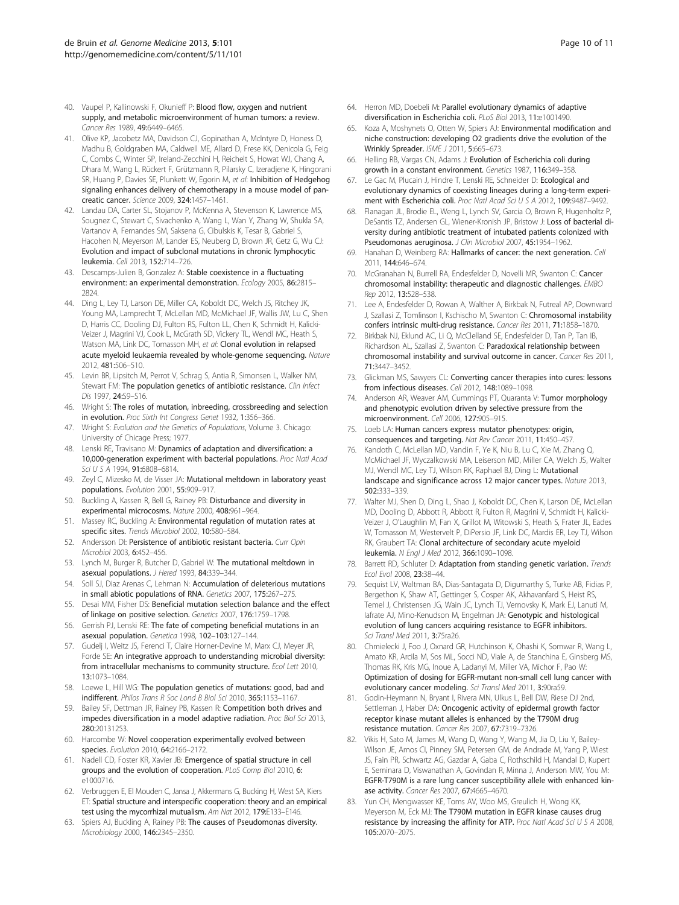40. Vaupel P, Kallinowski F, Okunieff P: **Blood flow, oxygen and nutrient supply, and metabolic microenvironment of human tumors: a review.** *Cancer Res* 1989, **49:**6449–6465.
41. Olive KP, Jacobetz MA, Davidson CJ, Gopinathan A, McIntyre D, Honess D, Madhu B, Goldgraben MA, Caldwell ME, Allard D, Frese KK, Denicola G, Feig C, Combs C, Winter SP, Ireland-Zecchini H, Reichelt S, Howat WJ, Chang A, Dhara M, Wang L, Rückert F, Grützmann R, Pilarsky C, Izeradjene K, Hingorani SR, Huang P, Davies SE, Plunkett W, Egorin M, *et al*: **Inhibition of Hedgehog signaling enhances delivery of chemotherapy in a mouse model of pancreatic cancer.** *Science* 2009, **324:**1457–1461.
42. Landau DA, Carter SL, Stojanov P, McKenna A, Stevenson K, Lawrence MS, Sougnez C, Stewart C, Sivachenko A, Wang L, Wan Y, Zhang W, Shukla SA, Vartanov A, Fernandes SM, Saksena G, Cibulskis K, Tesar B, Gabriel S, Hacohen N, Meyerson M, Lander ES, Neuberg D, Brown JR, Getz G, Wu CJ: **Evolution and impact of subclonal mutations in chronic lymphocytic leukemia.** *Cell* 2013, **152:**714–726.
43. Descamps-Julien B, Gonzalez A: **Stable coexistence in a fluctuating environment: an experimental demonstration.** *Ecology* 2005, **86:**2815–2824.
44. Ding L, Ley TJ, Larson DE, Miller CA, Koboldt DC, Welch JS, Ritchey JK, Young MA, Lamprecht T, McLellan MD, McMichael JF, Wallis JW, Lu C, Shen D, Harris CC, Dooling DJ, Fulton RS, Fulton LL, Chen K, Schmidt H, Kalicki-Veizer J, Magrini VJ, Cook L, McGrath SD, Vickery TL, Wendl MC, Heath S, Watson MA, Link DC, Tomasson MH, *et al*: **Clonal evolution in relapsed acute myeloid leukaemia revealed by whole-genome sequencing.** *Nature* 2012, **481:**506–510.
45. Levin BR, Lipsitch M, Perrot V, Schrag S, Antia R, Simonsen L, Walker NM, Stewart FM: **The population genetics of antibiotic resistance.** *Clin Infect Dis* 1997, **24:**S9–S16.
46. Wright S: **The roles of mutation, inbreeding, crossbreeding and selection in evolution.** *Proc Sixth Int Congress Genet* 1932, **1:**356–366.
47. Wright S: *Evolution and the Genetics of Populations*, Volume 3. Chicago: University of Chicago Press; 1977.
48. Lenski RE, Travisano M: **Dynamics of adaptation and diversification: a 10,000-generation experiment with bacterial populations.** *Proc Natl Acad Sci U S A* 1994, **91:**6808–6814.
49. Zeyl C, Mizesko M, de Visser JA: **Mutational meltdown in laboratory yeast populations.** *Evolution* 2001, **55:**909–917.
50. Buckling A, Kassen R, Bell G, Rainey PB: **Disturbance and diversity in experimental microcosms.** *Nature* 2000, **408:**961–964.
51. Massey RC, Buckling A: **Environmental regulation of mutation rates at specific sites.** *Trends Microbiol* 2002, **10:**580–584.
52. Andersson DI: **Persistence of antibiotic resistant bacteria.** *Curr Opin Microbiol* 2003, **6:**452–456.
53. Lynch M, Burger R, Butcher D, Gabriel W: **The mutational meltdown in asexual populations.** *J Hered* 1993, **84:**339–344.
54. Soll SJ, Diaz Arenas C, Lehman N: **Accumulation of deleterious mutations in small abiotic populations of RNA.** *Genetics* 2007, **175:**267–275.
55. Desai MM, Fisher DS: **Beneficial mutation selection balance and the effect of linkage on positive selection.** *Genetics* 2007, **176:**1759–1798.
56. Gerrish PJ, Lenski RE: **The fate of competing beneficial mutations in an asexual population.** *Genetica* 1998, **102–103:**127–144.
57. Gudelj I, Weitz JS, Ferenci T, Claire Horner-Devine M, Marx CJ, Meyer JR, Forde SE: **An integrative approach to understanding microbial diversity: from intracellular mechanisms to community structure.** *Ecol Lett* 2010, **13:**1073–1084.
58. Loewe L, Hill WG: **The population genetics of mutations: good, bad and indifferent.** *Philos Trans R Soc Lond B Biol Sci* 2010, **365:**1153–1167.
59. Bailey SF, Dettman JR, Rainey PB, Kassen R: **Competition both drives and impedes diversification in a model adaptive radiation.** *Proc Biol Sci* 2013, **280:**20131253.
60. Harcombe W: **Novel cooperation experimentally evolved between species.** *Evolution* 2010, **64:**2166–2172.
61. Nadell CD, Foster KR, Xavier JB: **Emergence of spatial structure in cell groups and the evolution of cooperation.** *PLoS Comp Biol* 2010, **6:** e1000716.
62. Verbruggen E, El Mouden C, Jansa J, Akkermans G, Bucking H, West SA, Kiers ET: **Spatial structure and interspecific cooperation: theory and an empirical test using the mycorrhizal mutualism.** *Am Nat* 2012, **179:**E133–E146.
63. Spiers AJ, Buckling A, Rainey PB: **The causes of Pseudomonas diversity.** *Microbiology* 2000, **146:**2345–2350.
64. Herron MD, Doebeli M: **Parallel evolutionary dynamics of adaptive diversification in Escherichia coli.** *PLoS Biol* 2013, **11:**e1001490.
65. Koza A, Moshynets O, Otten W, Spiers AJ: **Environmental modification and niche construction: developing O2 gradients drive the evolution of the Wrinkly Spreader.** *ISME J* 2011, **5:**665–673.
66. Helling RB, Vargas CN, Adams J: **Evolution of Escherichia coli during growth in a constant environment.** *Genetics* 1987, **116:**349–358.
67. Le Gac M, Plucain J, Hindre T, Lenski RE, Schneider D: **Ecological and evolutionary dynamics of coexisting lineages during a long-term experiment with Escherichia coli.** *Proc Natl Acad Sci U S A* 2012, **109:**9487–9492.
68. Flanagan JL, Brodie EL, Weng L, Lynch SV, Garcia O, Brown R, Hugenholtz P, DeSantis TZ, Andersen GL, Wiener-Kronish JP, Bristow J: **Loss of bacterial diversity during antibiotic treatment of intubated patients colonized with Pseudomonas aeruginosa.** *J Clin Microbiol* 2007, **45:**1954–1962.
69. Hanahan D, Weinberg RA: **Hallmarks of cancer: the next generation.** *Cell* 2011, **144:**646–674.
70. McGranahan N, Burrell RA, Endesfelder D, Novelli MR, Swanton C: **Cancer chromosomal instability: therapeutic and diagnostic challenges.** *EMBO Rep* 2012, **13:**528–538.
71. Lee A, Endesfelder D, Rowan A, Walther A, Birkbak N, Futreal AP, Downward J, Szallasi Z, Tomlinson I, Kschischo M, Swanton C: **Chromosomal instability confers intrinsic multi-drug resistance.** *Cancer Res* 2011, **71:**1858–1870.
72. Birkbak NJ, Eklund AC, Li Q, McClelland SE, Endesfelder D, Tan P, Tan IB, Richardson AL, Szallasi Z, Swanton C: **Paradoxical relationship between chromosomal instability and survival outcome in cancer.** *Cancer Res* 2011, **71:**3447–3452.
73. Glickman MS, Sawyers CL: **Converting cancer therapies into cures: lessons from infectious diseases.** *Cell* 2012, **148:**1089–1098.
74. Anderson AR, Weaver AM, Cummings PT, Quaranta V: **Tumor morphology and phenotypic evolution driven by selective pressure from the microenvironment.** *Cell* 2006, **127:**905–915.
75. Loeb LA: **Human cancers express mutator phenotypes: origin, consequences and targeting.** *Nat Rev Cancer* 2011, **11:**450–457.
76. Kandoth C, McLellan MD, Vandin F, Ye K, Niu B, Lu C, Xie M, Zhang Q, McMichael JF, Wyczalkowski MA, Leiserson MD, Miller CA, Welch JS, Walter MJ, Wendl MC, Ley TJ, Wilson RK, Raphael BJ, Ding L: **Mutational landscape and significance across 12 major cancer types.** *Nature* 2013, **502:**333–339.
77. Walter MJ, Shen D, Ding L, Shao J, Koboldt DC, Chen K, Larson DE, McLellan MD, Dooling D, Abbott R, Abbott R, Fulton R, Magrini V, Schmidt H, Kalicki-Veizer J, O'Laughlin M, Fan X, Grillot M, Witowski S, Heath S, Frater JL, Eades W, Tomasson M, Westervelt P, DiPersio JF, Link DC, Mardis ER, Ley TJ, Wilson RK, Graubert TA: **Clonal architecture of secondary acute myeloid leukemia.** *N Engl J Med* 2012, **366:**1090–1098.
78. Barrett RD, Schluter D: **Adaptation from standing genetic variation.** *Trends Ecol Evol* 2008, **23:**38–44.
79. Sequist LV, Waltman BA, Dias-Santagata D, Digumarthy S, Turke AB, Fidias P, Bergethon K, Shaw AT, Gettinger S, Cosper AK, Akhavanfard S, Heist RS, Temel J, Christensen JG, Wain JC, Lynch TJ, Vernovsky K, Mark EJ, Lanuti M, Iafrate AJ, Mino-Kenudson M, Engelman JA: **Genotypic and histological evolution of lung cancers acquiring resistance to EGFR inhibitors.** *Sci Transl Med* 2011, **3:**75ra26.
80. Chmielecki J, Foo J, Oxnard GR, Hutchinson K, Ohashi K, Somwar R, Wang L, Amato KR, Arcila M, Sos ML, Socci ND, Viale A, de Stanchina E, Ginsberg MS, Thomas RK, Kris MG, Inoue A, Ladanyi M, Miller VA, Michor F, Pao W: **Optimization of dosing for EGFR-mutant non-small cell lung cancer with evolutionary cancer modeling.** *Sci Transl Med* 2011, **3:**90ra59.
81. Godin-Heymann N, Bryant I, Rivera MN, Ulkus L, Bell DW, Riese DJ 2nd, Settleman J, Haber DA: **Oncogenic activity of epidermal growth factor receptor kinase mutant alleles is enhanced by the T790M drug resistance mutation.** *Cancer Res* 2007, **67:**7319–7326.
82. Vikis H, Sato M, James M, Wang D, Wang Y, Wang M, Jia D, Liu Y, Bailey-Wilson JE, Amos CI, Pinney SM, Petersen GM, de Andrade M, Yang P, Wiest JS, Fain PR, Schwartz AG, Gazdar A, Gaba C, Rothschild H, Mandal D, Kupert E, Seminara D, Viswanathan A, Govindan R, Minna J, Anderson MW, You M: **EGFR-T790M is a rare lung cancer susceptibility allele with enhanced kinase activity.** *Cancer Res* 2007, **67:**4665–4670.
83. Yun CH, Mengwasser KE, Toms AV, Woo MS, Greulich H, Wong KK, Meyerson M, Eck MJ: **The T790M mutation in EGFR kinase causes drug resistance by increasing the affinity for ATP.** *Proc Natl Acad Sci U S A* 2008, **105:**2070–2075.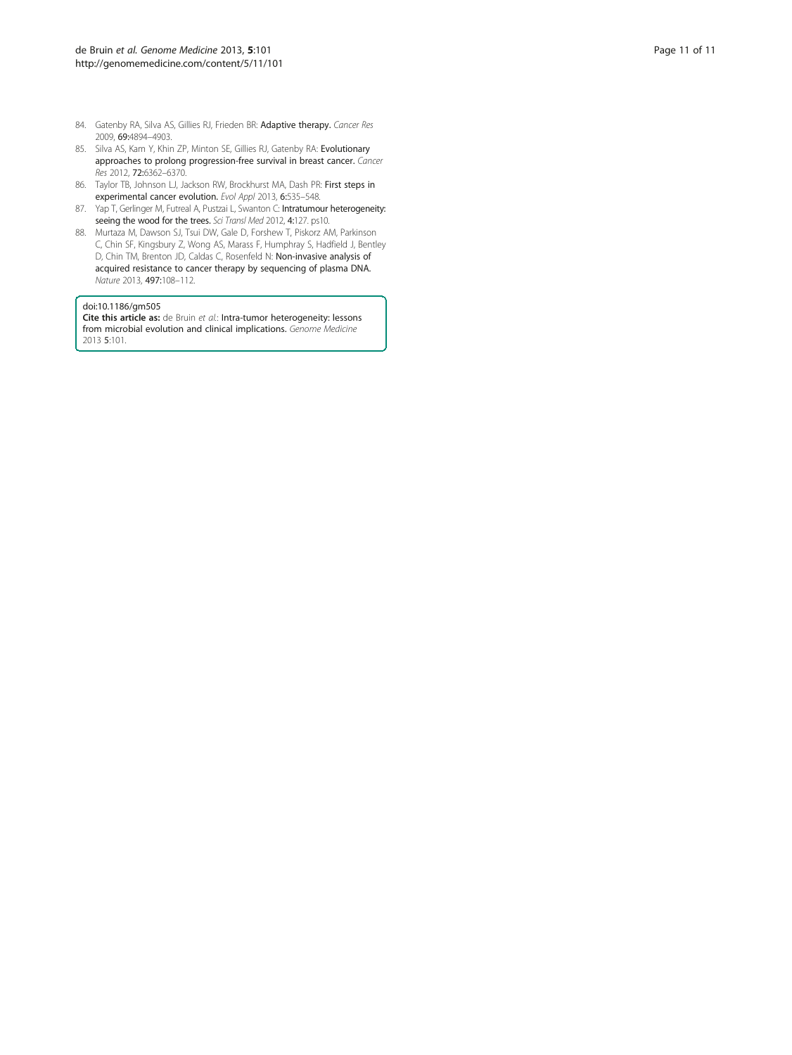84. Gatenby RA, Silva AS, Gillies RJ, Frieden BR: **Adaptive therapy.** *Cancer Res* 2009, **69:**4894–4903.
85. Silva AS, Kam Y, Khin ZP, Minton SE, Gillies RJ, Gatenby RA: **Evolutionary approaches to prolong progression-free survival in breast cancer.** *Cancer Res* 2012, **72:**6362–6370.
86. Taylor TB, Johnson LJ, Jackson RW, Brockhurst MA, Dash PR: **First steps in experimental cancer evolution.** *Evol Appl* 2013, **6:**535–548.
87. Yap T, Gerlinger M, Futreal A, Pustzai L, Swanton C: **Intratumour heterogeneity: seeing the wood for the trees.** *Sci Transl Med* 2012, **4:**127. ps10.
88. Murtaza M, Dawson SJ, Tsui DW, Gale D, Forshew T, Piskorz AM, Parkinson C, Chin SF, Kingsbury Z, Wong AS, Marass F, Humphray S, Hadfield J, Bentley D, Chin TM, Brenton JD, Caldas C, Rosenfeld N: **Non-invasive analysis of acquired resistance to cancer therapy by sequencing of plasma DNA.** *Nature* 2013, **497:**108–112.

doi:10.1186/gm505

**Cite this article as:** de Bruin *et al.*: Intra-tumor heterogeneity: lessons from microbial evolution and clinical implications. *Genome Medicine* 2013 **5**:101.